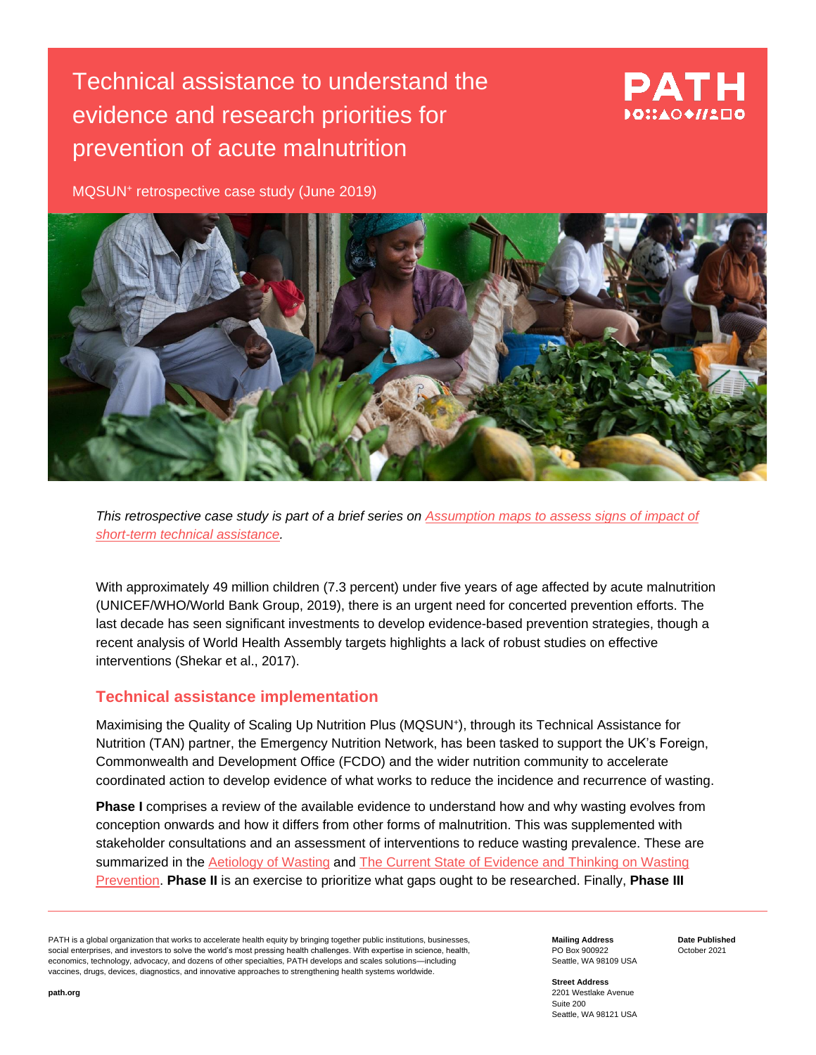# Technical assistance to understand the evidence and research priorities for prevention of acute malnutrition

MQSUN⁺ retrospective case study (June 2019)

*This retrospective case study is part of a brief series on Assumption maps to assess signs of impact of short-term technical assistance.*

With approximately 49 million children (7.3 percent) under five years of age affected by acute malnutrition (UNICEF/WHO/World Bank Group, 2019), there is an urgent need for concerted prevention efforts. The last decade has seen significant investments to develop evidence-based prevention strategies, though a recent analysis of World Health Assembly targets highlights a lack of robust studies on effective interventions (Shekar et al., 2017).

## Technical assistance implementation

Maximising the Quality of Scaling Up Nutrition Plus (MQSUN⁺), through its Technical Assistance for Nutrition (TAN) partner, the Emergency Nutrition Network, has been tasked to support the UK's Foreign, Commonwealth and Development Office (FCDO) and the wider nutrition community to accelerate coordinated action to develop evidence of what works to reduce the incidence and recurrence of wasting.

**Phase I** comprises a review of the available evidence to understand how and why wasting evolves from conception onwards and how it differs from other forms of malnutrition. This was supplemented with stakeholder consultations and an assessment of interventions to reduce wasting prevalence. These are summarized in the Aetiology of Wasting and The Current State of Evidence and Thinking on Wasting Prevention. **Phase II** is an exercise to prioritize what gaps ought to be researched. Finally, **Phase III**

PATH is a global organization that works to accelerate health equity by bringing together public institutions, businesses, social enterprises, and investors to solve the world's most pressing health challenges. With expertise in science, health, economics, technology, advocacy, and dozens of other specialties, PATH develops and scales solutions—including vaccines, drugs, devices, diagnostics, and innovative approaches to strengthening health systems worldwide.

path.org

**Mailing Address**
PO Box 900922
Seattle, WA 98109 USA

**Street Address**
2201 Westlake Avenue
Suite 200
Seattle, WA 98121 USA

**Date Published**
October 2021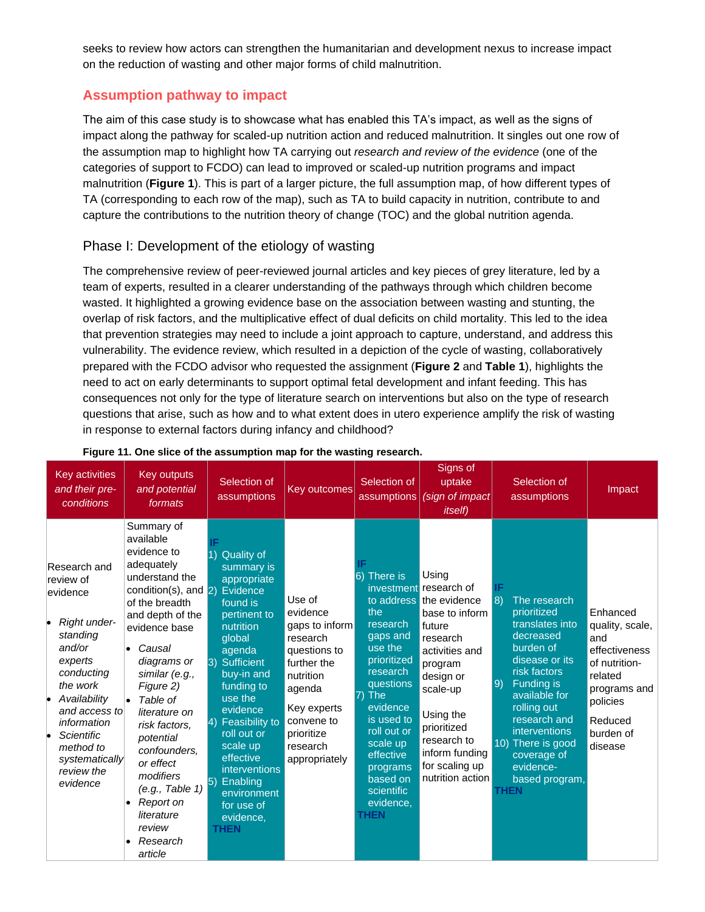seeks to review how actors can strengthen the humanitarian and development nexus to increase impact on the reduction of wasting and other major forms of child malnutrition.

## Assumption pathway to impact

The aim of this case study is to showcase what has enabled this TA's impact, as well as the signs of impact along the pathway for scaled-up nutrition action and reduced malnutrition. It singles out one row of the assumption map to highlight how TA carrying out *research and review of the evidence* (one of the categories of support to FCDO) can lead to improved or scaled-up nutrition programs and impact malnutrition (**Figure 1**). This is part of a larger picture, the full assumption map, of how different types of TA (corresponding to each row of the map), such as TA to build capacity in nutrition, contribute to and capture the contributions to the nutrition theory of change (TOC) and the global nutrition agenda.

### Phase I: Development of the etiology of wasting

The comprehensive review of peer-reviewed journal articles and key pieces of grey literature, led by a team of experts, resulted in a clearer understanding of the pathways through which children become wasted. It highlighted a growing evidence base on the association between wasting and stunting, the overlap of risk factors, and the multiplicative effect of dual deficits on child mortality. This led to the idea that prevention strategies may need to include a joint approach to capture, understand, and address this vulnerability. The evidence review, which resulted in a depiction of the cycle of wasting, collaboratively prepared with the FCDO advisor who requested the assignment (**Figure 2** and **Table 1**), highlights the need to act on early determinants to support optimal fetal development and infant feeding. This has consequences not only for the type of literature search on interventions but also on the type of research questions that arise, such as how and to what extent does in utero experience amplify the risk of wasting in response to external factors during infancy and childhood?

**Figure 11. One slice of the assumption map for the wasting research.**

| Key activities *and their pre-conditions* | Key outputs *and potential formats* | Selection of assumptions | Key outcomes | Selection of assumptions | Signs of uptake *(sign of impact itself)* | Selection of assumptions | Impact |
|---|---|---|---|---|---|---|---|
| Research and review of evidence<br>• *Right understanding and/or experts conducting the work*<br>• *Availability and access to information*<br>• *Scientific method to systematically review the evidence* | Summary of available evidence to adequately understand the condition(s), and of the breadth and depth of the evidence base<br>• *Causal diagrams or similar (e.g., Figure 2)*<br>• *Table of literature on risk factors, potential confounders, or effect modifiers (e.g., Table 1)*<br>• *Report on literature review*<br>• *Research article* | **IF**<br>1) Quality of summary is appropriate<br>2) Evidence found is pertinent to nutrition global agenda<br>3) Sufficient buy-in and funding to use the evidence<br>4) Feasibility to roll out or scale up effective interventions<br>5) Enabling environment for use of evidence,<br>**THEN** | Use of evidence gaps to inform research questions to further the nutrition agenda<br><br>Key experts convene to prioritize research appropriately | **IF**<br>6) There is investment to address the research gaps and use the prioritized research questions<br>7) The evidence is used to roll out or scale up effective programs based on scientific evidence,<br>**THEN** | Using research of the evidence base to inform future research activities and program design or scale-up<br><br>Using the prioritized research to inform funding for scaling up nutrition action | **IF**<br>8) The research prioritized translates into decreased burden of disease or its risk factors<br>9) Funding is available for rolling out research and interventions<br>10) There is good coverage of evidence-based program,<br>**THEN** | Enhanced quality, scale, and effectiveness of nutrition-related programs and policies<br><br>Reduced burden of disease |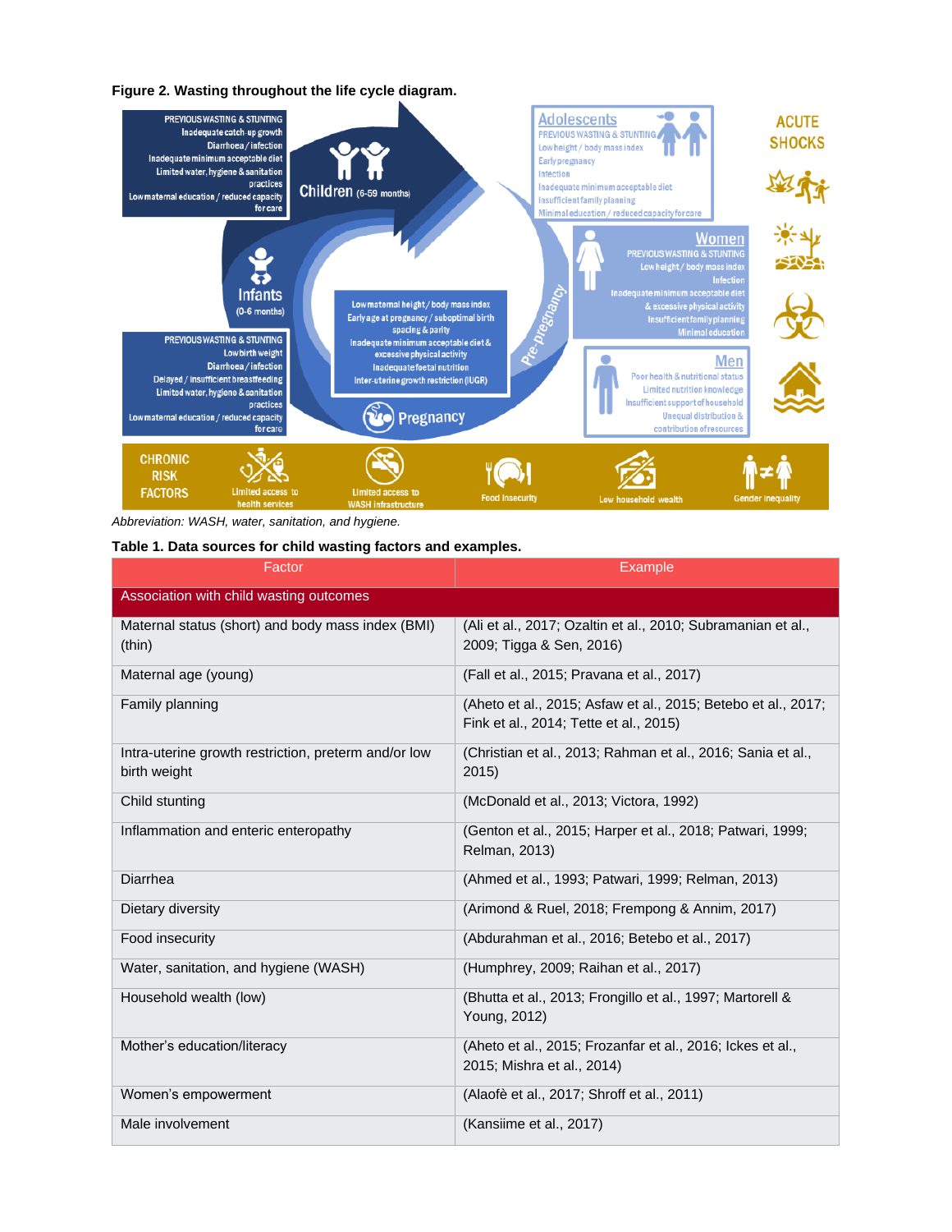**Figure 2. Wasting throughout the life cycle diagram.**

*Abbreviation: WASH, water, sanitation, and hygiene.*

**Table 1. Data sources for child wasting factors and examples.**

| Factor | Example |
|---|---|
| Association with child wasting outcomes | |
| Maternal status (short) and body mass index (BMI) (thin) | (Ali et al., 2017; Ozaltin et al., 2010; Subramanian et al., 2009; Tigga & Sen, 2016) |
| Maternal age (young) | (Fall et al., 2015; Pravana et al., 2017) |
| Family planning | (Aheto et al., 2015; Asfaw et al., 2015; Betebo et al., 2017; Fink et al., 2014; Tette et al., 2015) |
| Intra-uterine growth restriction, preterm and/or low birth weight | (Christian et al., 2013; Rahman et al., 2016; Sania et al., 2015) |
| Child stunting | (McDonald et al., 2013; Victora, 1992) |
| Inflammation and enteric enteropathy | (Genton et al., 2015; Harper et al., 2018; Patwari, 1999; Relman, 2013) |
| Diarrhea | (Ahmed et al., 1993; Patwari, 1999; Relman, 2013) |
| Dietary diversity | (Arimond & Ruel, 2018; Frempong & Annim, 2017) |
| Food insecurity | (Abdurahman et al., 2016; Betebo et al., 2017) |
| Water, sanitation, and hygiene (WASH) | (Humphrey, 2009; Raihan et al., 2017) |
| Household wealth (low) | (Bhutta et al., 2013; Frongillo et al., 1997; Martorell & Young, 2012) |
| Mother's education/literacy | (Aheto et al., 2015; Frozanfar et al., 2016; Ickes et al., 2015; Mishra et al., 2014) |
| Women's empowerment | (Alaofè et al., 2017; Shroff et al., 2011) |
| Male involvement | (Kansiime et al., 2017) |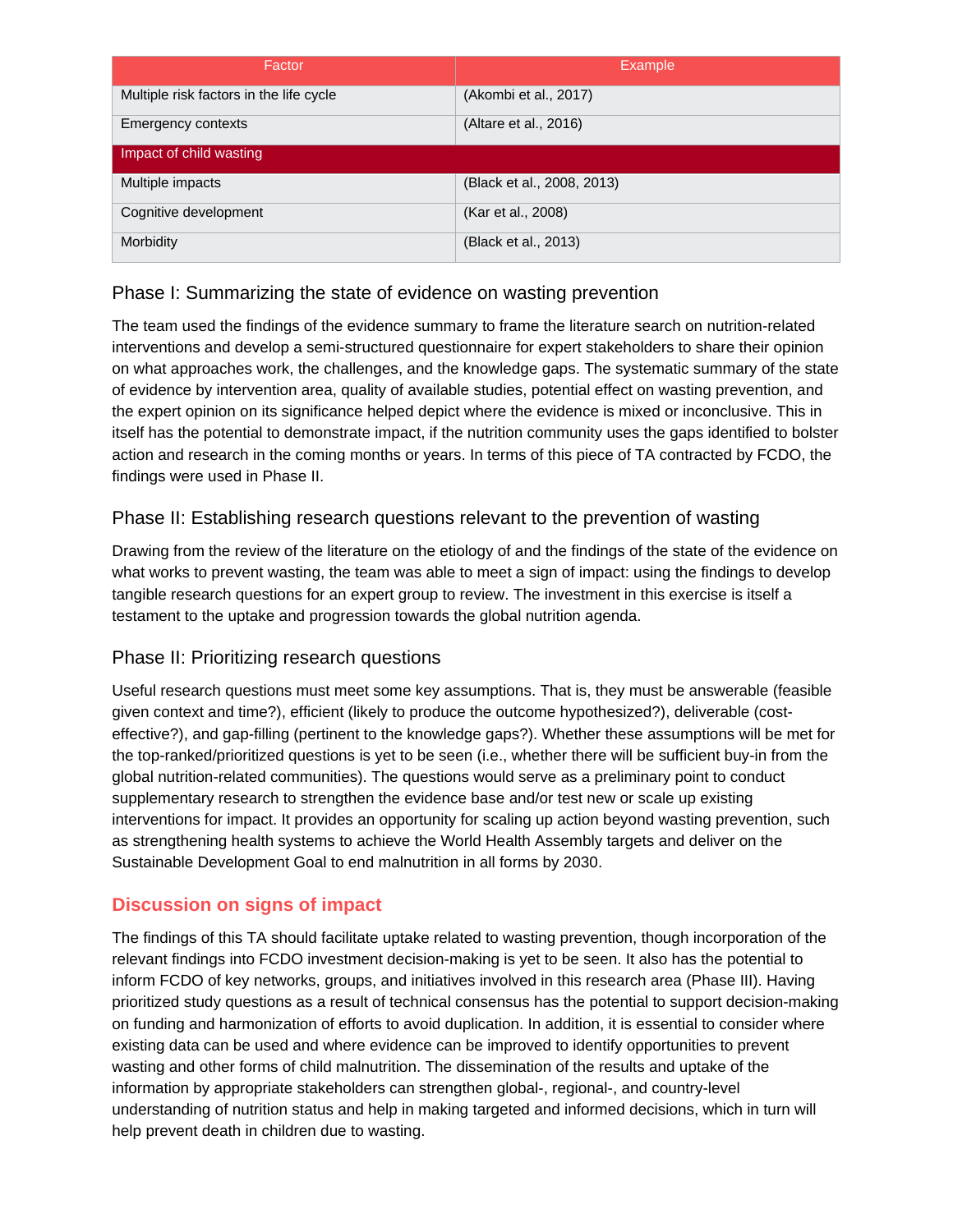| Factor | Example |
| --- | --- |
| Multiple risk factors in the life cycle | (Akombi et al., 2017) |
| Emergency contexts | (Altare et al., 2016) |
| Impact of child wasting | |
| Multiple impacts | (Black et al., 2008, 2013) |
| Cognitive development | (Kar et al., 2008) |
| Morbidity | (Black et al., 2013) |

### Phase I: Summarizing the state of evidence on wasting prevention

The team used the findings of the evidence summary to frame the literature search on nutrition-related interventions and develop a semi-structured questionnaire for expert stakeholders to share their opinion on what approaches work, the challenges, and the knowledge gaps. The systematic summary of the state of evidence by intervention area, quality of available studies, potential effect on wasting prevention, and the expert opinion on its significance helped depict where the evidence is mixed or inconclusive. This in itself has the potential to demonstrate impact, if the nutrition community uses the gaps identified to bolster action and research in the coming months or years. In terms of this piece of TA contracted by FCDO, the findings were used in Phase II.

### Phase II: Establishing research questions relevant to the prevention of wasting

Drawing from the review of the literature on the etiology of and the findings of the state of the evidence on what works to prevent wasting, the team was able to meet a sign of impact: using the findings to develop tangible research questions for an expert group to review. The investment in this exercise is itself a testament to the uptake and progression towards the global nutrition agenda.

### Phase II: Prioritizing research questions

Useful research questions must meet some key assumptions. That is, they must be answerable (feasible given context and time?), efficient (likely to produce the outcome hypothesized?), deliverable (cost-effective?), and gap-filling (pertinent to the knowledge gaps?). Whether these assumptions will be met for the top-ranked/prioritized questions is yet to be seen (i.e., whether there will be sufficient buy-in from the global nutrition-related communities). The questions would serve as a preliminary point to conduct supplementary research to strengthen the evidence base and/or test new or scale up existing interventions for impact. It provides an opportunity for scaling up action beyond wasting prevention, such as strengthening health systems to achieve the World Health Assembly targets and deliver on the Sustainable Development Goal to end malnutrition in all forms by 2030.

## Discussion on signs of impact

The findings of this TA should facilitate uptake related to wasting prevention, though incorporation of the relevant findings into FCDO investment decision-making is yet to be seen. It also has the potential to inform FCDO of key networks, groups, and initiatives involved in this research area (Phase III). Having prioritized study questions as a result of technical consensus has the potential to support decision-making on funding and harmonization of efforts to avoid duplication. In addition, it is essential to consider where existing data can be used and where evidence can be improved to identify opportunities to prevent wasting and other forms of child malnutrition. The dissemination of the results and uptake of the information by appropriate stakeholders can strengthen global-, regional-, and country-level understanding of nutrition status and help in making targeted and informed decisions, which in turn will help prevent death in children due to wasting.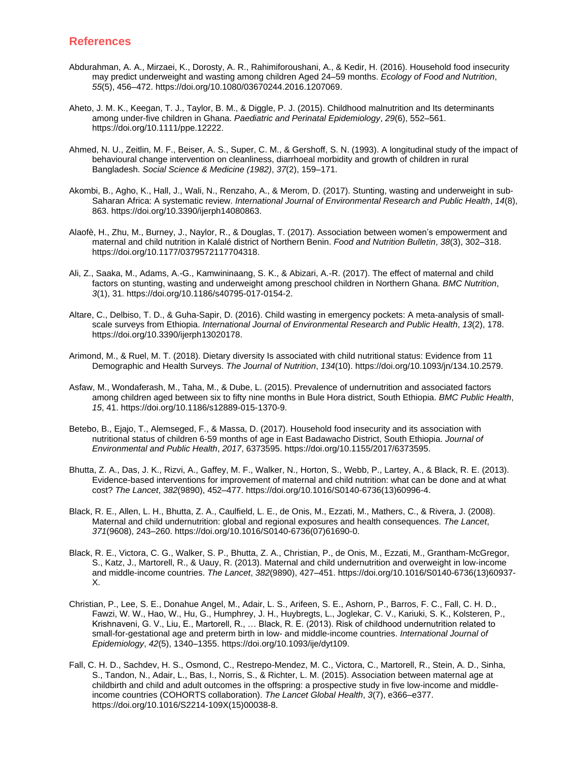## References

Abdurahman, A. A., Mirzaei, K., Dorosty, A. R., Rahimiforoushani, A., & Kedir, H. (2016). Household food insecurity may predict underweight and wasting among children Aged 24–59 months. *Ecology of Food and Nutrition*, *55*(5), 456–472. https://doi.org/10.1080/03670244.2016.1207069.

Aheto, J. M. K., Keegan, T. J., Taylor, B. M., & Diggle, P. J. (2015). Childhood malnutrition and Its determinants among under-five children in Ghana. *Paediatric and Perinatal Epidemiology*, *29*(6), 552–561. https://doi.org/10.1111/ppe.12222.

Ahmed, N. U., Zeitlin, M. F., Beiser, A. S., Super, C. M., & Gershoff, S. N. (1993). A longitudinal study of the impact of behavioural change intervention on cleanliness, diarrhoeal morbidity and growth of children in rural Bangladesh. *Social Science & Medicine (1982)*, *37*(2), 159–171.

Akombi, B., Agho, K., Hall, J., Wali, N., Renzaho, A., & Merom, D. (2017). Stunting, wasting and underweight in sub-Saharan Africa: A systematic review. *International Journal of Environmental Research and Public Health*, *14*(8), 863. https://doi.org/10.3390/ijerph14080863.

Alaofè, H., Zhu, M., Burney, J., Naylor, R., & Douglas, T. (2017). Association between women's empowerment and maternal and child nutrition in Kalalé district of Northern Benin. *Food and Nutrition Bulletin*, *38*(3), 302–318. https://doi.org/10.1177/0379572117704318.

Ali, Z., Saaka, M., Adams, A.-G., Kamwininaang, S. K., & Abizari, A.-R. (2017). The effect of maternal and child factors on stunting, wasting and underweight among preschool children in Northern Ghana. *BMC Nutrition*, *3*(1), 31. https://doi.org/10.1186/s40795-017-0154-2.

Altare, C., Delbiso, T. D., & Guha-Sapir, D. (2016). Child wasting in emergency pockets: A meta-analysis of small-scale surveys from Ethiopia. *International Journal of Environmental Research and Public Health*, *13*(2), 178. https://doi.org/10.3390/ijerph13020178.

Arimond, M., & Ruel, M. T. (2018). Dietary diversity Is associated with child nutritional status: Evidence from 11 Demographic and Health Surveys. *The Journal of Nutrition*, *134*(10). https://doi.org/10.1093/jn/134.10.2579.

Asfaw, M., Wondaferash, M., Taha, M., & Dube, L. (2015). Prevalence of undernutrition and associated factors among children aged between six to fifty nine months in Bule Hora district, South Ethiopia. *BMC Public Health*, *15*, 41. https://doi.org/10.1186/s12889-015-1370-9.

Betebo, B., Ejajo, T., Alemseged, F., & Massa, D. (2017). Household food insecurity and its association with nutritional status of children 6-59 months of age in East Badawacho District, South Ethiopia. *Journal of Environmental and Public Health*, *2017*, 6373595. https://doi.org/10.1155/2017/6373595.

Bhutta, Z. A., Das, J. K., Rizvi, A., Gaffey, M. F., Walker, N., Horton, S., Webb, P., Lartey, A., & Black, R. E. (2013). Evidence-based interventions for improvement of maternal and child nutrition: what can be done and at what cost? *The Lancet*, *382*(9890), 452–477. https://doi.org/10.1016/S0140-6736(13)60996-4.

Black, R. E., Allen, L. H., Bhutta, Z. A., Caulfield, L. E., de Onis, M., Ezzati, M., Mathers, C., & Rivera, J. (2008). Maternal and child undernutrition: global and regional exposures and health consequences. *The Lancet*, *371*(9608), 243–260. https://doi.org/10.1016/S0140-6736(07)61690-0.

Black, R. E., Victora, C. G., Walker, S. P., Bhutta, Z. A., Christian, P., de Onis, M., Ezzati, M., Grantham-McGregor, S., Katz, J., Martorell, R., & Uauy, R. (2013). Maternal and child undernutrition and overweight in low-income and middle-income countries. *The Lancet*, *382*(9890), 427–451. https://doi.org/10.1016/S0140-6736(13)60937-X.

Christian, P., Lee, S. E., Donahue Angel, M., Adair, L. S., Arifeen, S. E., Ashorn, P., Barros, F. C., Fall, C. H. D., Fawzi, W. W., Hao, W., Hu, G., Humphrey, J. H., Huybregts, L., Joglekar, C. V., Kariuki, S. K., Kolsteren, P., Krishnaveni, G. V., Liu, E., Martorell, R., … Black, R. E. (2013). Risk of childhood undernutrition related to small-for-gestational age and preterm birth in low- and middle-income countries. *International Journal of Epidemiology*, *42*(5), 1340–1355. https://doi.org/10.1093/ije/dyt109.

Fall, C. H. D., Sachdev, H. S., Osmond, C., Restrepo-Mendez, M. C., Victora, C., Martorell, R., Stein, A. D., Sinha, S., Tandon, N., Adair, L., Bas, I., Norris, S., & Richter, L. M. (2015). Association between maternal age at childbirth and child and adult outcomes in the offspring: a prospective study in five low-income and middle-income countries (COHORTS collaboration). *The Lancet Global Health*, *3*(7), e366–e377. https://doi.org/10.1016/S2214-109X(15)00038-8.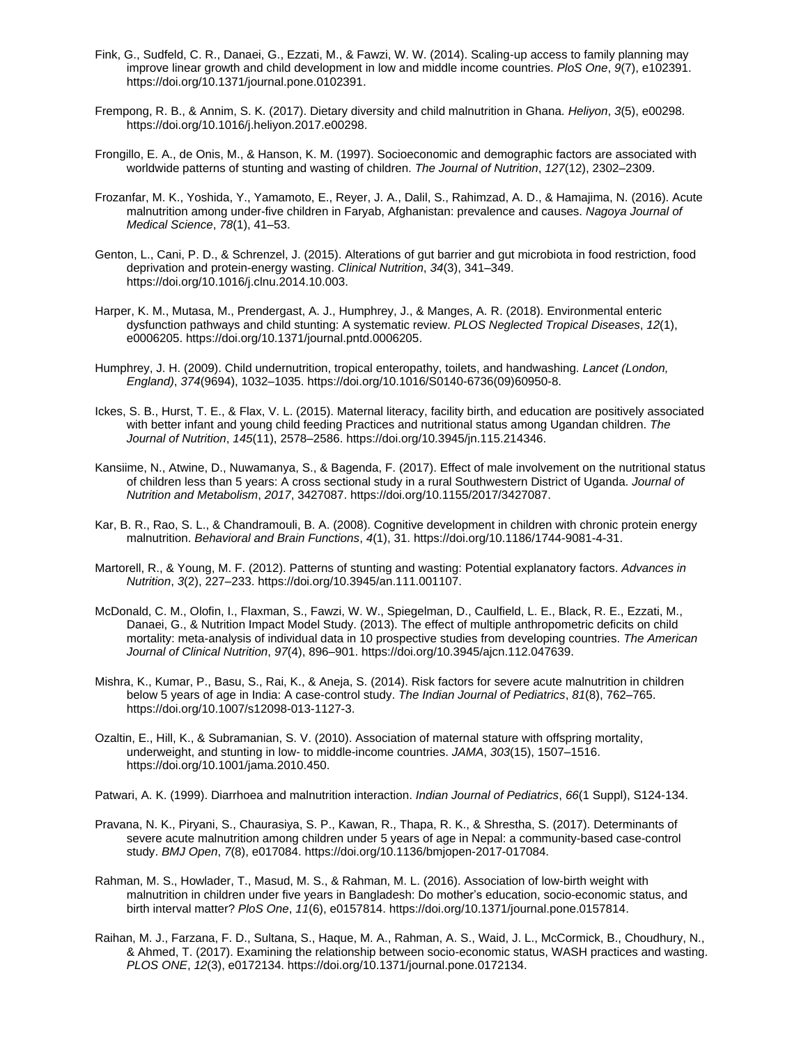Fink, G., Sudfeld, C. R., Danaei, G., Ezzati, M., & Fawzi, W. W. (2014). Scaling-up access to family planning may improve linear growth and child development in low and middle income countries. *PloS One*, *9*(7), e102391. https://doi.org/10.1371/journal.pone.0102391.

Frempong, R. B., & Annim, S. K. (2017). Dietary diversity and child malnutrition in Ghana. *Heliyon*, *3*(5), e00298. https://doi.org/10.1016/j.heliyon.2017.e00298.

Frongillo, E. A., de Onis, M., & Hanson, K. M. (1997). Socioeconomic and demographic factors are associated with worldwide patterns of stunting and wasting of children. *The Journal of Nutrition*, *127*(12), 2302–2309.

Frozanfar, M. K., Yoshida, Y., Yamamoto, E., Reyer, J. A., Dalil, S., Rahimzad, A. D., & Hamajima, N. (2016). Acute malnutrition among under-five children in Faryab, Afghanistan: prevalence and causes. *Nagoya Journal of Medical Science*, *78*(1), 41–53.

Genton, L., Cani, P. D., & Schrenzel, J. (2015). Alterations of gut barrier and gut microbiota in food restriction, food deprivation and protein-energy wasting. *Clinical Nutrition*, *34*(3), 341–349. https://doi.org/10.1016/j.clnu.2014.10.003.

Harper, K. M., Mutasa, M., Prendergast, A. J., Humphrey, J., & Manges, A. R. (2018). Environmental enteric dysfunction pathways and child stunting: A systematic review. *PLOS Neglected Tropical Diseases*, *12*(1), e0006205. https://doi.org/10.1371/journal.pntd.0006205.

Humphrey, J. H. (2009). Child undernutrition, tropical enteropathy, toilets, and handwashing. *Lancet (London, England)*, *374*(9694), 1032–1035. https://doi.org/10.1016/S0140-6736(09)60950-8.

Ickes, S. B., Hurst, T. E., & Flax, V. L. (2015). Maternal literacy, facility birth, and education are positively associated with better infant and young child feeding Practices and nutritional status among Ugandan children. *The Journal of Nutrition*, *145*(11), 2578–2586. https://doi.org/10.3945/jn.115.214346.

Kansiime, N., Atwine, D., Nuwamanya, S., & Bagenda, F. (2017). Effect of male involvement on the nutritional status of children less than 5 years: A cross sectional study in a rural Southwestern District of Uganda. *Journal of Nutrition and Metabolism*, *2017*, 3427087. https://doi.org/10.1155/2017/3427087.

Kar, B. R., Rao, S. L., & Chandramouli, B. A. (2008). Cognitive development in children with chronic protein energy malnutrition. *Behavioral and Brain Functions*, *4*(1), 31. https://doi.org/10.1186/1744-9081-4-31.

Martorell, R., & Young, M. F. (2012). Patterns of stunting and wasting: Potential explanatory factors. *Advances in Nutrition*, *3*(2), 227–233. https://doi.org/10.3945/an.111.001107.

McDonald, C. M., Olofin, I., Flaxman, S., Fawzi, W. W., Spiegelman, D., Caulfield, L. E., Black, R. E., Ezzati, M., Danaei, G., & Nutrition Impact Model Study. (2013). The effect of multiple anthropometric deficits on child mortality: meta-analysis of individual data in 10 prospective studies from developing countries. *The American Journal of Clinical Nutrition*, *97*(4), 896–901. https://doi.org/10.3945/ajcn.112.047639.

Mishra, K., Kumar, P., Basu, S., Rai, K., & Aneja, S. (2014). Risk factors for severe acute malnutrition in children below 5 years of age in India: A case-control study. *The Indian Journal of Pediatrics*, *81*(8), 762–765. https://doi.org/10.1007/s12098-013-1127-3.

Ozaltin, E., Hill, K., & Subramanian, S. V. (2010). Association of maternal stature with offspring mortality, underweight, and stunting in low- to middle-income countries. *JAMA*, *303*(15), 1507–1516. https://doi.org/10.1001/jama.2010.450.

Patwari, A. K. (1999). Diarrhoea and malnutrition interaction. *Indian Journal of Pediatrics*, *66*(1 Suppl), S124-134.

Pravana, N. K., Piryani, S., Chaurasiya, S. P., Kawan, R., Thapa, R. K., & Shrestha, S. (2017). Determinants of severe acute malnutrition among children under 5 years of age in Nepal: a community-based case-control study. *BMJ Open*, *7*(8), e017084. https://doi.org/10.1136/bmjopen-2017-017084.

Rahman, M. S., Howlader, T., Masud, M. S., & Rahman, M. L. (2016). Association of low-birth weight with malnutrition in children under five years in Bangladesh: Do mother's education, socio-economic status, and birth interval matter? *PloS One*, *11*(6), e0157814. https://doi.org/10.1371/journal.pone.0157814.

Raihan, M. J., Farzana, F. D., Sultana, S., Haque, M. A., Rahman, A. S., Waid, J. L., McCormick, B., Choudhury, N., & Ahmed, T. (2017). Examining the relationship between socio-economic status, WASH practices and wasting. *PLOS ONE*, *12*(3), e0172134. https://doi.org/10.1371/journal.pone.0172134.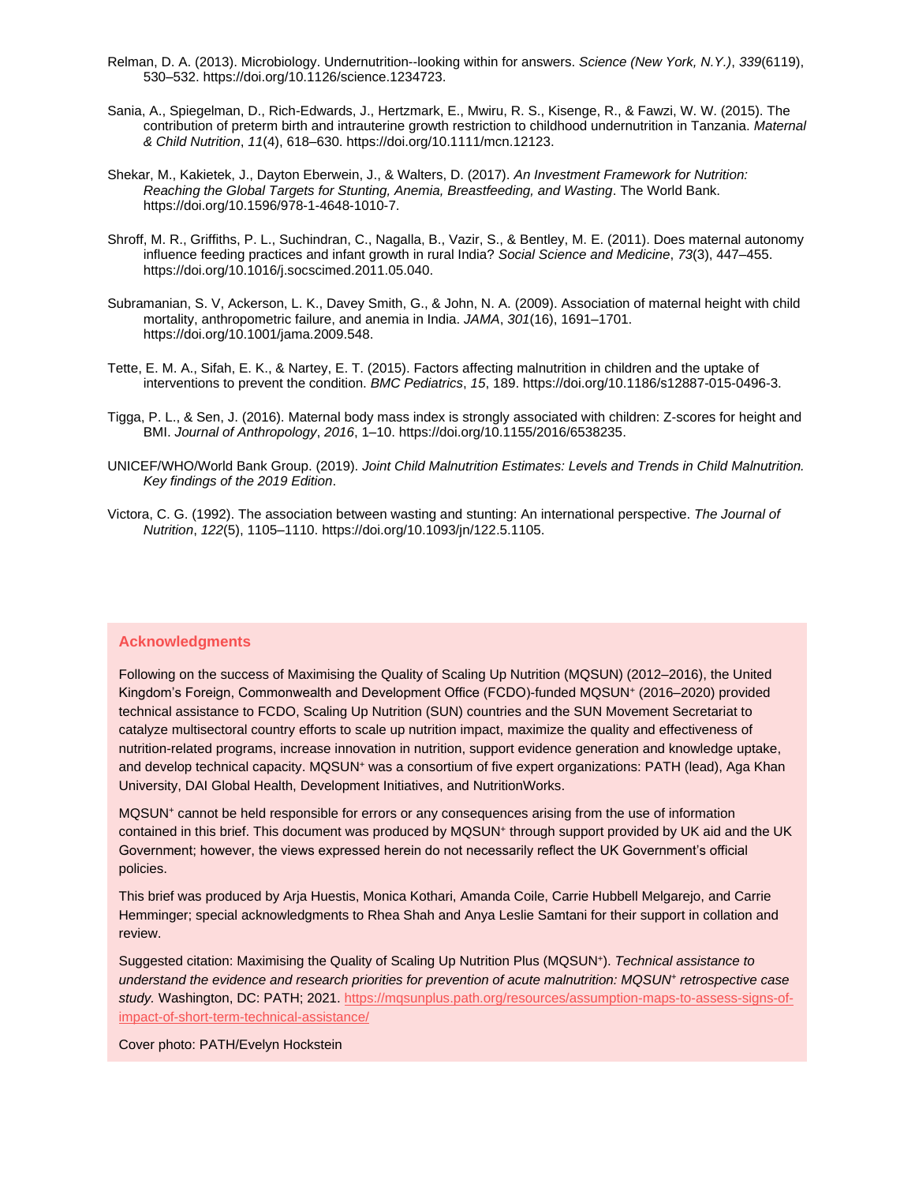Relman, D. A. (2013). Microbiology. Undernutrition--looking within for answers. *Science (New York, N.Y.)*, *339*(6119), 530–532. https://doi.org/10.1126/science.1234723.

Sania, A., Spiegelman, D., Rich-Edwards, J., Hertzmark, E., Mwiru, R. S., Kisenge, R., & Fawzi, W. W. (2015). The contribution of preterm birth and intrauterine growth restriction to childhood undernutrition in Tanzania. *Maternal & Child Nutrition*, *11*(4), 618–630. https://doi.org/10.1111/mcn.12123.

Shekar, M., Kakietek, J., Dayton Eberwein, J., & Walters, D. (2017). *An Investment Framework for Nutrition: Reaching the Global Targets for Stunting, Anemia, Breastfeeding, and Wasting*. The World Bank. https://doi.org/10.1596/978-1-4648-1010-7.

Shroff, M. R., Griffiths, P. L., Suchindran, C., Nagalla, B., Vazir, S., & Bentley, M. E. (2011). Does maternal autonomy influence feeding practices and infant growth in rural India? *Social Science and Medicine*, *73*(3), 447–455. https://doi.org/10.1016/j.socscimed.2011.05.040.

Subramanian, S. V, Ackerson, L. K., Davey Smith, G., & John, N. A. (2009). Association of maternal height with child mortality, anthropometric failure, and anemia in India. *JAMA*, *301*(16), 1691–1701. https://doi.org/10.1001/jama.2009.548.

Tette, E. M. A., Sifah, E. K., & Nartey, E. T. (2015). Factors affecting malnutrition in children and the uptake of interventions to prevent the condition. *BMC Pediatrics*, *15*, 189. https://doi.org/10.1186/s12887-015-0496-3.

Tigga, P. L., & Sen, J. (2016). Maternal body mass index is strongly associated with children: Z-scores for height and BMI. *Journal of Anthropology*, *2016*, 1–10. https://doi.org/10.1155/2016/6538235.

UNICEF/WHO/World Bank Group. (2019). *Joint Child Malnutrition Estimates: Levels and Trends in Child Malnutrition. Key findings of the 2019 Edition*.

Victora, C. G. (1992). The association between wasting and stunting: An international perspective. *The Journal of Nutrition*, *122*(5), 1105–1110. https://doi.org/10.1093/jn/122.5.1105.

## Acknowledgments

Following on the success of Maximising the Quality of Scaling Up Nutrition (MQSUN) (2012–2016), the United Kingdom's Foreign, Commonwealth and Development Office (FCDO)-funded MQSUN⁺ (2016–2020) provided technical assistance to FCDO, Scaling Up Nutrition (SUN) countries and the SUN Movement Secretariat to catalyze multisectoral country efforts to scale up nutrition impact, maximize the quality and effectiveness of nutrition-related programs, increase innovation in nutrition, support evidence generation and knowledge uptake, and develop technical capacity. MQSUN⁺ was a consortium of five expert organizations: PATH (lead), Aga Khan University, DAI Global Health, Development Initiatives, and NutritionWorks.

MQSUN⁺ cannot be held responsible for errors or any consequences arising from the use of information contained in this brief. This document was produced by MQSUN⁺ through support provided by UK aid and the UK Government; however, the views expressed herein do not necessarily reflect the UK Government's official policies.

This brief was produced by Arja Huestis, Monica Kothari, Amanda Coile, Carrie Hubbell Melgarejo, and Carrie Hemminger; special acknowledgments to Rhea Shah and Anya Leslie Samtani for their support in collation and review.

Suggested citation: Maximising the Quality of Scaling Up Nutrition Plus (MQSUN⁺). *Technical assistance to understand the evidence and research priorities for prevention of acute malnutrition: MQSUN⁺ retrospective case study.* Washington, DC: PATH; 2021. https://mqsunplus.path.org/resources/assumption-maps-to-assess-signs-of-impact-of-short-term-technical-assistance/

Cover photo: PATH/Evelyn Hockstein